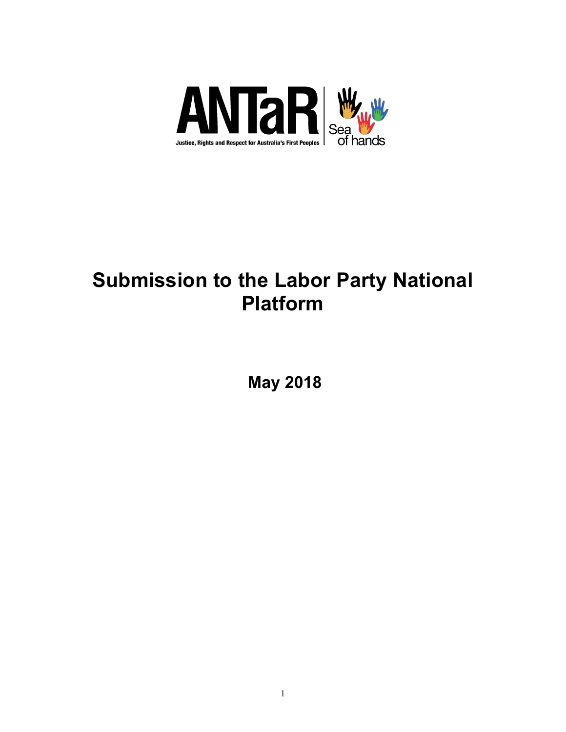ANTaR

Justice, Rights and Respect for Australia's First Peoples

Sea of hands

# Submission to the Labor Party National Platform

**May 2018**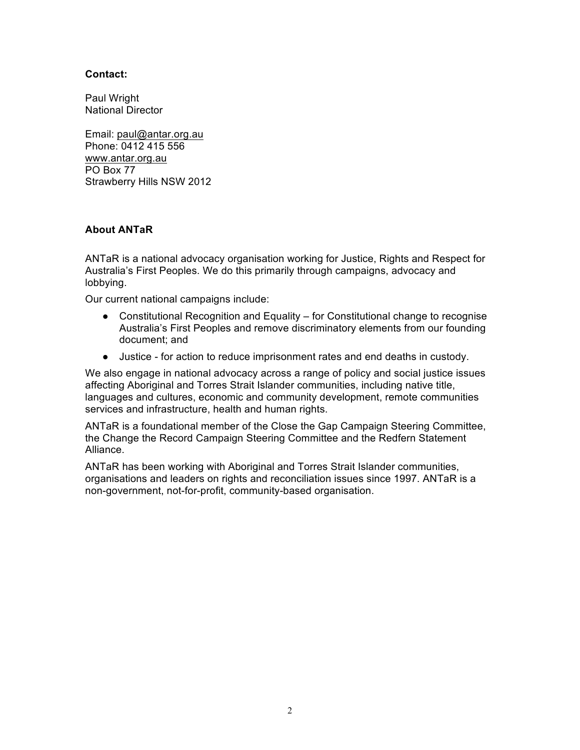**Contact:**

Paul Wright
National Director

Email: paul@antar.org.au
Phone: 0412 415 556
www.antar.org.au
PO Box 77
Strawberry Hills NSW 2012

**About ANTaR**

ANTaR is a national advocacy organisation working for Justice, Rights and Respect for Australia's First Peoples. We do this primarily through campaigns, advocacy and lobbying.

Our current national campaigns include:

- Constitutional Recognition and Equality – for Constitutional change to recognise Australia's First Peoples and remove discriminatory elements from our founding document; and
- Justice - for action to reduce imprisonment rates and end deaths in custody.

We also engage in national advocacy across a range of policy and social justice issues affecting Aboriginal and Torres Strait Islander communities, including native title, languages and cultures, economic and community development, remote communities services and infrastructure, health and human rights.

ANTaR is a foundational member of the Close the Gap Campaign Steering Committee, the Change the Record Campaign Steering Committee and the Redfern Statement Alliance.

ANTaR has been working with Aboriginal and Torres Strait Islander communities, organisations and leaders on rights and reconciliation issues since 1997. ANTaR is a non-government, not-for-profit, community-based organisation.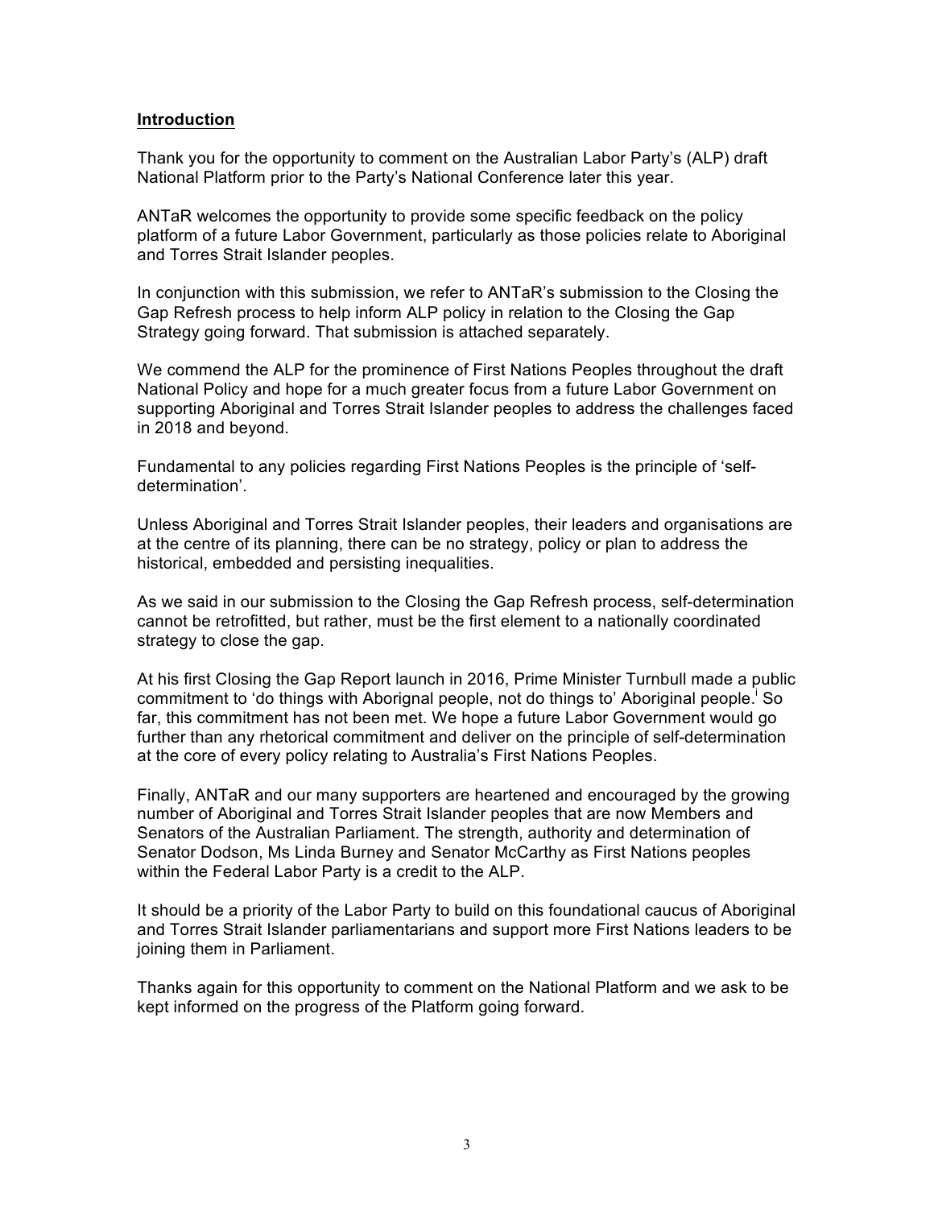## Introduction

Thank you for the opportunity to comment on the Australian Labor Party's (ALP) draft National Platform prior to the Party's National Conference later this year.

ANTaR welcomes the opportunity to provide some specific feedback on the policy platform of a future Labor Government, particularly as those policies relate to Aboriginal and Torres Strait Islander peoples.

In conjunction with this submission, we refer to ANTaR's submission to the Closing the Gap Refresh process to help inform ALP policy in relation to the Closing the Gap Strategy going forward. That submission is attached separately.

We commend the ALP for the prominence of First Nations Peoples throughout the draft National Policy and hope for a much greater focus from a future Labor Government on supporting Aboriginal and Torres Strait Islander peoples to address the challenges faced in 2018 and beyond.

Fundamental to any policies regarding First Nations Peoples is the principle of 'self-determination'.

Unless Aboriginal and Torres Strait Islander peoples, their leaders and organisations are at the centre of its planning, there can be no strategy, policy or plan to address the historical, embedded and persisting inequalities.

As we said in our submission to the Closing the Gap Refresh process, self-determination cannot be retrofitted, but rather, must be the first element to a nationally coordinated strategy to close the gap.

At his first Closing the Gap Report launch in 2016, Prime Minister Turnbull made a public commitment to 'do things with Aborignal people, not do things to' Aboriginal people.[i] So far, this commitment has not been met. We hope a future Labor Government would go further than any rhetorical commitment and deliver on the principle of self-determination at the core of every policy relating to Australia's First Nations Peoples.

Finally, ANTaR and our many supporters are heartened and encouraged by the growing number of Aboriginal and Torres Strait Islander peoples that are now Members and Senators of the Australian Parliament. The strength, authority and determination of Senator Dodson, Ms Linda Burney and Senator McCarthy as First Nations peoples within the Federal Labor Party is a credit to the ALP.

It should be a priority of the Labor Party to build on this foundational caucus of Aboriginal and Torres Strait Islander parliamentarians and support more First Nations leaders to be joining them in Parliament.

Thanks again for this opportunity to comment on the National Platform and we ask to be kept informed on the progress of the Platform going forward.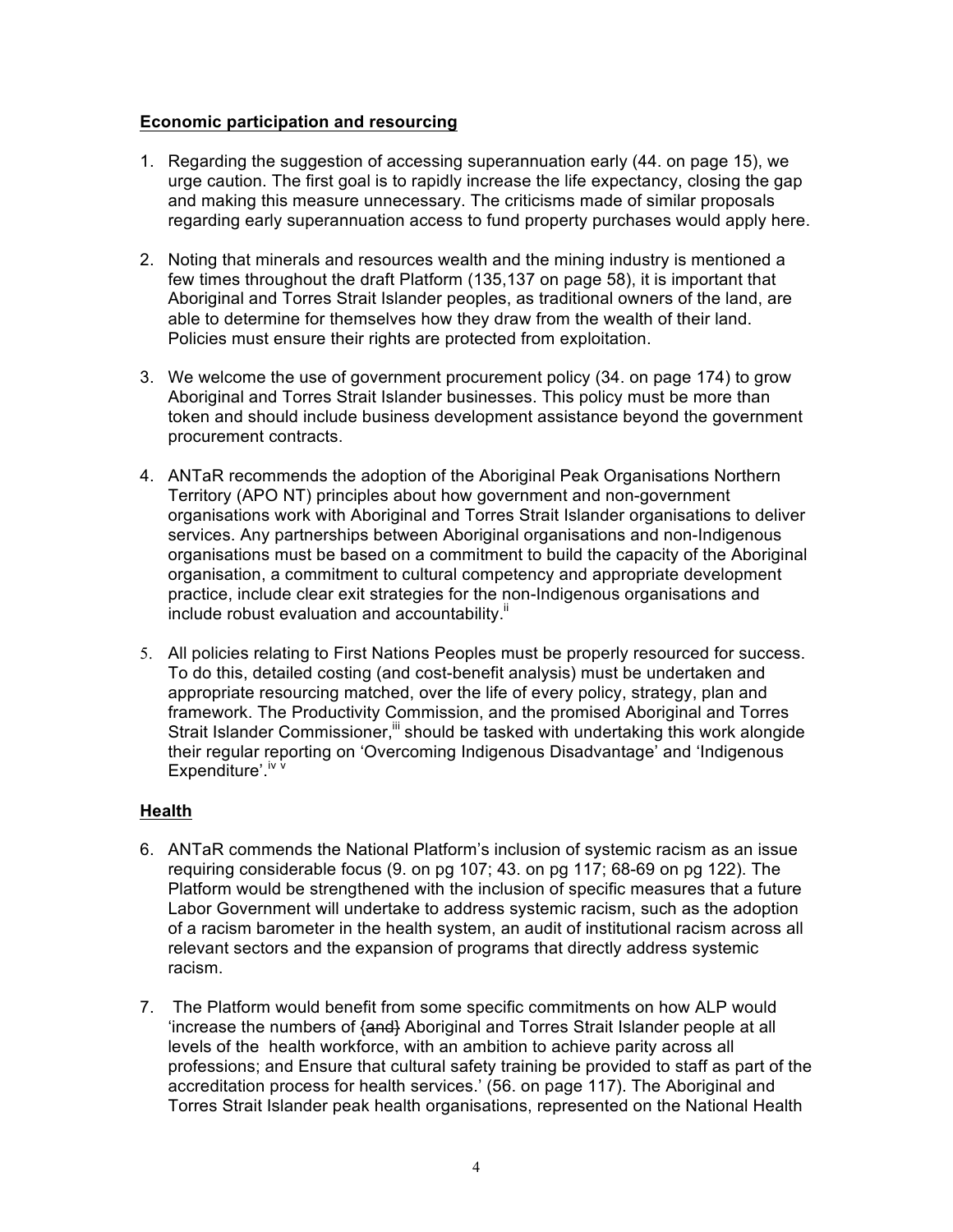## Economic participation and resourcing

1. Regarding the suggestion of accessing superannuation early (44. on page 15), we urge caution. The first goal is to rapidly increase the life expectancy, closing the gap and making this measure unnecessary. The criticisms made of similar proposals regarding early superannuation access to fund property purchases would apply here.

2. Noting that minerals and resources wealth and the mining industry is mentioned a few times throughout the draft Platform (135,137 on page 58), it is important that Aboriginal and Torres Strait Islander peoples, as traditional owners of the land, are able to determine for themselves how they draw from the wealth of their land. Policies must ensure their rights are protected from exploitation.

3. We welcome the use of government procurement policy (34. on page 174) to grow Aboriginal and Torres Strait Islander businesses. This policy must be more than token and should include business development assistance beyond the government procurement contracts.

4. ANTaR recommends the adoption of the Aboriginal Peak Organisations Northern Territory (APO NT) principles about how government and non-government organisations work with Aboriginal and Torres Strait Islander organisations to deliver services. Any partnerships between Aboriginal organisations and non-Indigenous organisations must be based on a commitment to build the capacity of the Aboriginal organisation, a commitment to cultural competency and appropriate development practice, include clear exit strategies for the non-Indigenous organisations and include robust evaluation and accountability.[ii]

5. All policies relating to First Nations Peoples must be properly resourced for success. To do this, detailed costing (and cost-benefit analysis) must be undertaken and appropriate resourcing matched, over the life of every policy, strategy, plan and framework. The Productivity Commission, and the promised Aboriginal and Torres Strait Islander Commissioner,[iii] should be tasked with undertaking this work alongide their regular reporting on 'Overcoming Indigenous Disadvantage' and 'Indigenous Expenditure'.[iv v]

## Health

6. ANTaR commends the National Platform's inclusion of systemic racism as an issue requiring considerable focus (9. on pg 107; 43. on pg 117; 68-69 on pg 122). The Platform would be strengthened with the inclusion of specific measures that a future Labor Government will undertake to address systemic racism, such as the adoption of a racism barometer in the health system, an audit of institutional racism across all relevant sectors and the expansion of programs that directly address systemic racism.

7. The Platform would benefit from some specific commitments on how ALP would 'increase the numbers of ~~{and}~~ Aboriginal and Torres Strait Islander people at all levels of the health workforce, with an ambition to achieve parity across all professions; and Ensure that cultural safety training be provided to staff as part of the accreditation process for health services.' (56. on page 117). The Aboriginal and Torres Strait Islander peak health organisations, represented on the National Health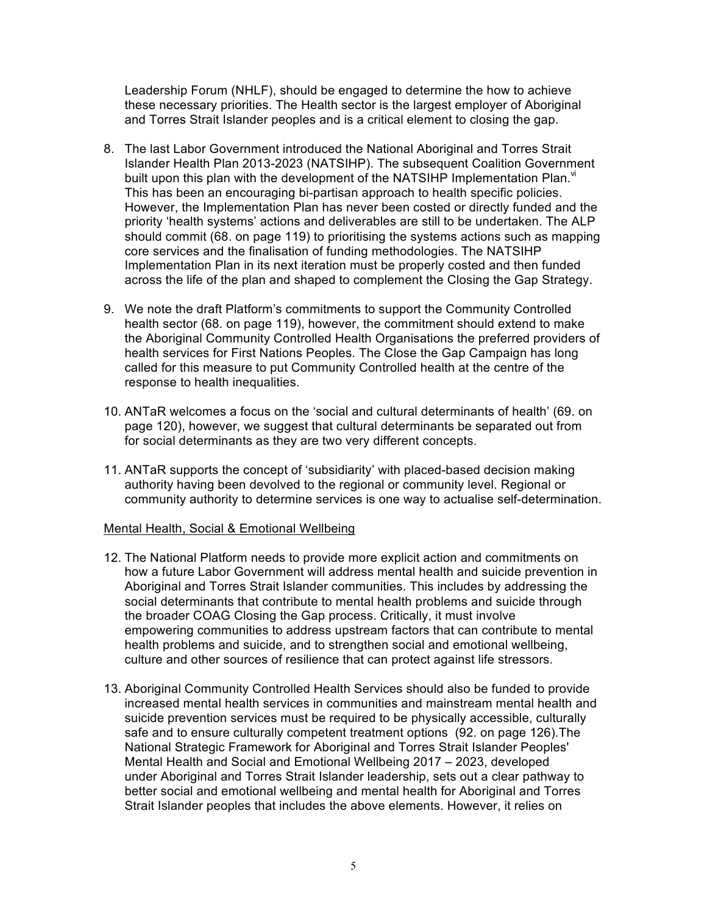Leadership Forum (NHLF), should be engaged to determine the how to achieve these necessary priorities. The Health sector is the largest employer of Aboriginal and Torres Strait Islander peoples and is a critical element to closing the gap.

8. The last Labor Government introduced the National Aboriginal and Torres Strait Islander Health Plan 2013-2023 (NATSIHP). The subsequent Coalition Government built upon this plan with the development of the NATSIHP Implementation Plan.[vi] This has been an encouraging bi-partisan approach to health specific policies. However, the Implementation Plan has never been costed or directly funded and the priority 'health systems' actions and deliverables are still to be undertaken. The ALP should commit (68. on page 119) to prioritising the systems actions such as mapping core services and the finalisation of funding methodologies. The NATSIHP Implementation Plan in its next iteration must be properly costed and then funded across the life of the plan and shaped to complement the Closing the Gap Strategy.

9. We note the draft Platform's commitments to support the Community Controlled health sector (68. on page 119), however, the commitment should extend to make the Aboriginal Community Controlled Health Organisations the preferred providers of health services for First Nations Peoples. The Close the Gap Campaign has long called for this measure to put Community Controlled health at the centre of the response to health inequalities.

10. ANTaR welcomes a focus on the 'social and cultural determinants of health' (69. on page 120), however, we suggest that cultural determinants be separated out from for social determinants as they are two very different concepts.

11. ANTaR supports the concept of 'subsidiarity' with placed-based decision making authority having been devolved to the regional or community level. Regional or community authority to determine services is one way to actualise self-determination.

Mental Health, Social & Emotional Wellbeing

12. The National Platform needs to provide more explicit action and commitments on how a future Labor Government will address mental health and suicide prevention in Aboriginal and Torres Strait Islander communities. This includes by addressing the social determinants that contribute to mental health problems and suicide through the broader COAG Closing the Gap process. Critically, it must involve empowering communities to address upstream factors that can contribute to mental health problems and suicide, and to strengthen social and emotional wellbeing, culture and other sources of resilience that can protect against life stressors.

13. Aboriginal Community Controlled Health Services should also be funded to provide increased mental health services in communities and mainstream mental health and suicide prevention services must be required to be physically accessible, culturally safe and to ensure culturally competent treatment options (92. on page 126).The National Strategic Framework for Aboriginal and Torres Strait Islander Peoples' Mental Health and Social and Emotional Wellbeing 2017 – 2023, developed under Aboriginal and Torres Strait Islander leadership, sets out a clear pathway to better social and emotional wellbeing and mental health for Aboriginal and Torres Strait Islander peoples that includes the above elements. However, it relies on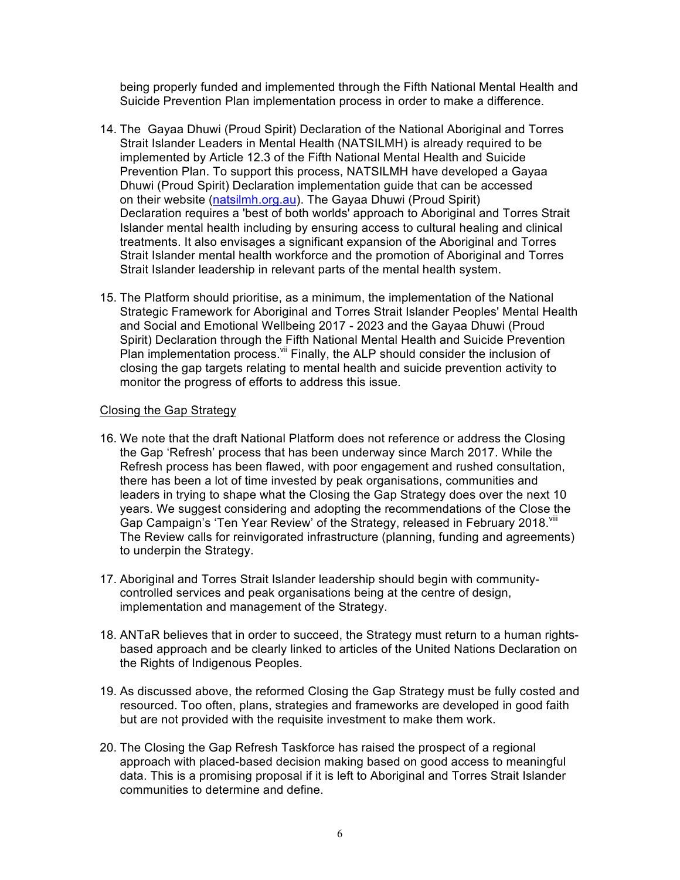being properly funded and implemented through the Fifth National Mental Health and Suicide Prevention Plan implementation process in order to make a difference.

14. The Gayaa Dhuwi (Proud Spirit) Declaration of the National Aboriginal and Torres Strait Islander Leaders in Mental Health (NATSILMH) is already required to be implemented by Article 12.3 of the Fifth National Mental Health and Suicide Prevention Plan. To support this process, NATSILMH have developed a Gayaa Dhuwi (Proud Spirit) Declaration implementation guide that can be accessed on their website (natsilmh.org.au). The Gayaa Dhuwi (Proud Spirit) Declaration requires a 'best of both worlds' approach to Aboriginal and Torres Strait Islander mental health including by ensuring access to cultural healing and clinical treatments. It also envisages a significant expansion of the Aboriginal and Torres Strait Islander mental health workforce and the promotion of Aboriginal and Torres Strait Islander leadership in relevant parts of the mental health system.

15. The Platform should prioritise, as a minimum, the implementation of the National Strategic Framework for Aboriginal and Torres Strait Islander Peoples' Mental Health and Social and Emotional Wellbeing 2017 - 2023 and the Gayaa Dhuwi (Proud Spirit) Declaration through the Fifth National Mental Health and Suicide Prevention Plan implementation process.[vii] Finally, the ALP should consider the inclusion of closing the gap targets relating to mental health and suicide prevention activity to monitor the progress of efforts to address this issue.

Closing the Gap Strategy

16. We note that the draft National Platform does not reference or address the Closing the Gap 'Refresh' process that has been underway since March 2017. While the Refresh process has been flawed, with poor engagement and rushed consultation, there has been a lot of time invested by peak organisations, communities and leaders in trying to shape what the Closing the Gap Strategy does over the next 10 years. We suggest considering and adopting the recommendations of the Close the Gap Campaign's 'Ten Year Review' of the Strategy, released in February 2018.[viii] The Review calls for reinvigorated infrastructure (planning, funding and agreements) to underpin the Strategy.

17. Aboriginal and Torres Strait Islander leadership should begin with community-controlled services and peak organisations being at the centre of design, implementation and management of the Strategy.

18. ANTaR believes that in order to succeed, the Strategy must return to a human rights-based approach and be clearly linked to articles of the United Nations Declaration on the Rights of Indigenous Peoples.

19. As discussed above, the reformed Closing the Gap Strategy must be fully costed and resourced. Too often, plans, strategies and frameworks are developed in good faith but are not provided with the requisite investment to make them work.

20. The Closing the Gap Refresh Taskforce has raised the prospect of a regional approach with placed-based decision making based on good access to meaningful data. This is a promising proposal if it is left to Aboriginal and Torres Strait Islander communities to determine and define.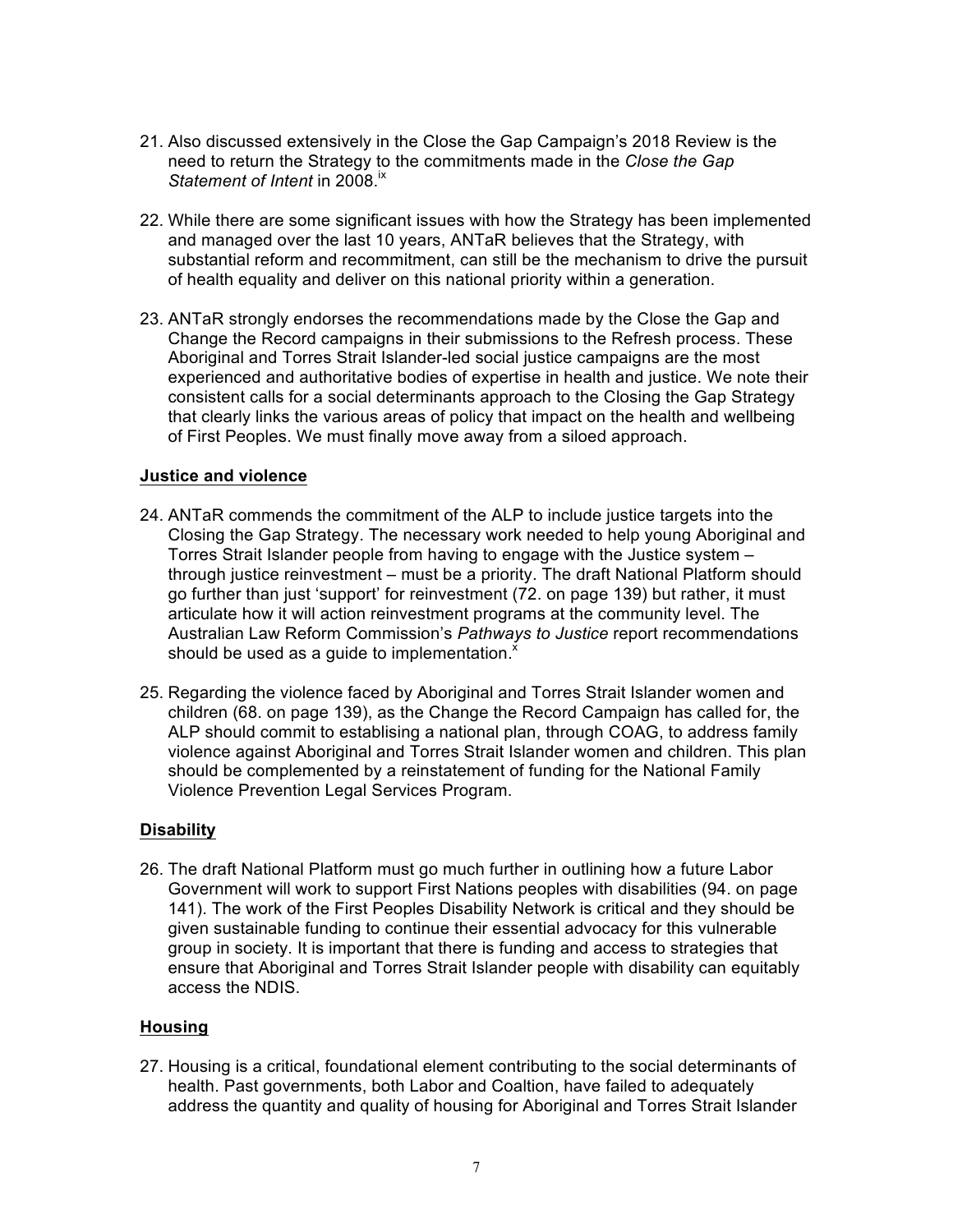21. Also discussed extensively in the Close the Gap Campaign's 2018 Review is the need to return the Strategy to the commitments made in the *Close the Gap Statement of Intent* in 2008.[ix]

22. While there are some significant issues with how the Strategy has been implemented and managed over the last 10 years, ANTaR believes that the Strategy, with substantial reform and recommitment, can still be the mechanism to drive the pursuit of health equality and deliver on this national priority within a generation.

23. ANTaR strongly endorses the recommendations made by the Close the Gap and Change the Record campaigns in their submissions to the Refresh process. These Aboriginal and Torres Strait Islander-led social justice campaigns are the most experienced and authoritative bodies of expertise in health and justice. We note their consistent calls for a social determinants approach to the Closing the Gap Strategy that clearly links the various areas of policy that impact on the health and wellbeing of First Peoples. We must finally move away from a siloed approach.

**Justice and violence**

24. ANTaR commends the commitment of the ALP to include justice targets into the Closing the Gap Strategy. The necessary work needed to help young Aboriginal and Torres Strait Islander people from having to engage with the Justice system – through justice reinvestment – must be a priority. The draft National Platform should go further than just 'support' for reinvestment (72. on page 139) but rather, it must articulate how it will action reinvestment programs at the community level. The Australian Law Reform Commission's *Pathways to Justice* report recommendations should be used as a guide to implementation.[x]

25. Regarding the violence faced by Aboriginal and Torres Strait Islander women and children (68. on page 139), as the Change the Record Campaign has called for, the ALP should commit to establising a national plan, through COAG, to address family violence against Aboriginal and Torres Strait Islander women and children. This plan should be complemented by a reinstatement of funding for the National Family Violence Prevention Legal Services Program.

**Disability**

26. The draft National Platform must go much further in outlining how a future Labor Government will work to support First Nations peoples with disabilities (94. on page 141). The work of the First Peoples Disability Network is critical and they should be given sustainable funding to continue their essential advocacy for this vulnerable group in society. It is important that there is funding and access to strategies that ensure that Aboriginal and Torres Strait Islander people with disability can equitably access the NDIS.

**Housing**

27. Housing is a critical, foundational element contributing to the social determinants of health. Past governments, both Labor and Coaltion, have failed to adequately address the quantity and quality of housing for Aboriginal and Torres Strait Islander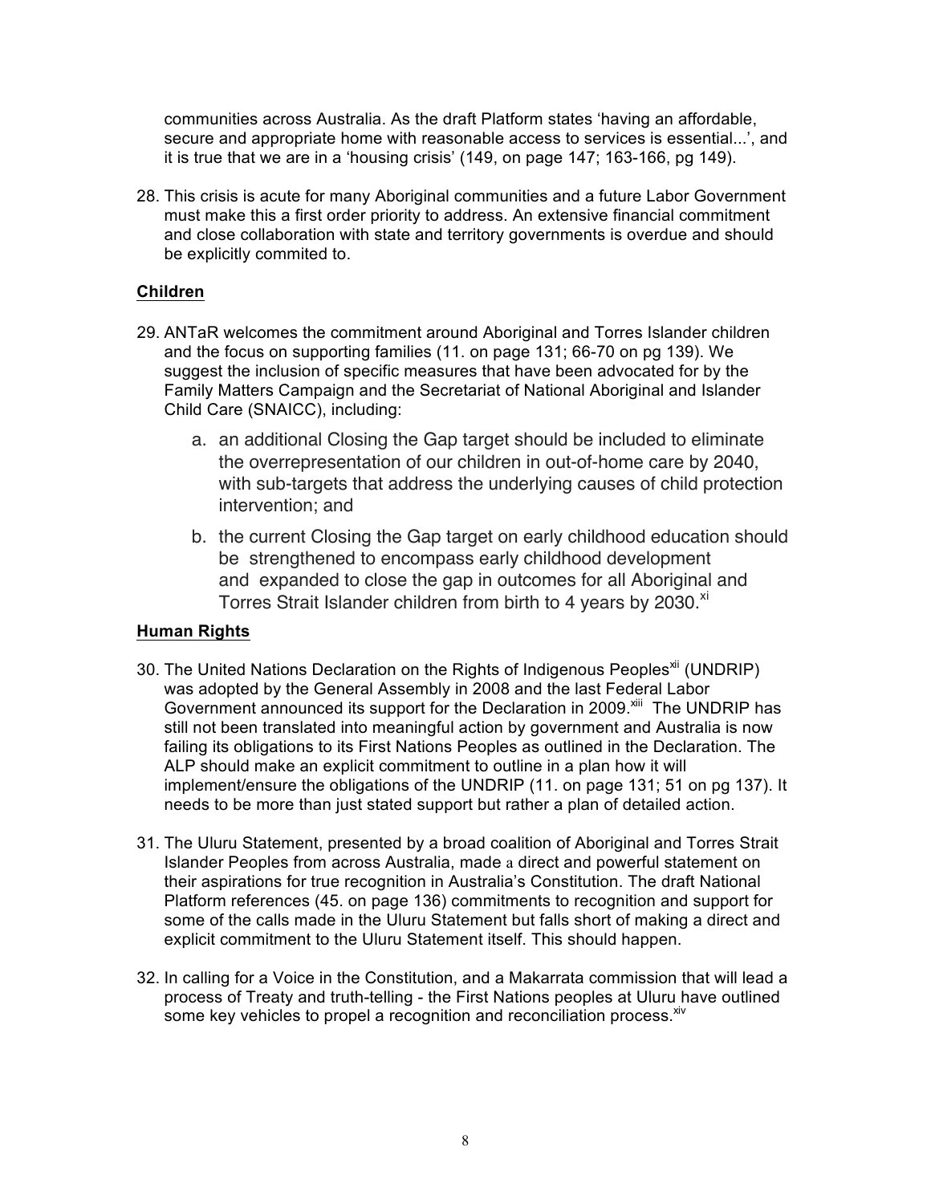communities across Australia. As the draft Platform states 'having an affordable, secure and appropriate home with reasonable access to services is essential...', and it is true that we are in a 'housing crisis' (149, on page 147; 163-166, pg 149).

28. This crisis is acute for many Aboriginal communities and a future Labor Government must make this a first order priority to address. An extensive financial commitment and close collaboration with state and territory governments is overdue and should be explicitly commited to.

**Children**

29. ANTaR welcomes the commitment around Aboriginal and Torres Islander children and the focus on supporting families (11. on page 131; 66-70 on pg 139). We suggest the inclusion of specific measures that have been advocated for by the Family Matters Campaign and the Secretariat of National Aboriginal and Islander Child Care (SNAICC), including:

    a. an additional Closing the Gap target should be included to eliminate the overrepresentation of our children in out-of-home care by 2040, with sub-targets that address the underlying causes of child protection intervention; and

    b. the current Closing the Gap target on early childhood education should be strengthened to encompass early childhood development and expanded to close the gap in outcomes for all Aboriginal and Torres Strait Islander children from birth to 4 years by 2030.[xi]

**Human Rights**

30. The United Nations Declaration on the Rights of Indigenous Peoples[xii] (UNDRIP) was adopted by the General Assembly in 2008 and the last Federal Labor Government announced its support for the Declaration in 2009.[xiii] The UNDRIP has still not been translated into meaningful action by government and Australia is now failing its obligations to its First Nations Peoples as outlined in the Declaration. The ALP should make an explicit commitment to outline in a plan how it will implement/ensure the obligations of the UNDRIP (11. on page 131; 51 on pg 137). It needs to be more than just stated support but rather a plan of detailed action.

31. The Uluru Statement, presented by a broad coalition of Aboriginal and Torres Strait Islander Peoples from across Australia, made a direct and powerful statement on their aspirations for true recognition in Australia's Constitution. The draft National Platform references (45. on page 136) commitments to recognition and support for some of the calls made in the Uluru Statement but falls short of making a direct and explicit commitment to the Uluru Statement itself. This should happen.

32. In calling for a Voice in the Constitution, and a Makarrata commission that will lead a process of Treaty and truth-telling - the First Nations peoples at Uluru have outlined some key vehicles to propel a recognition and reconciliation process.[xiv]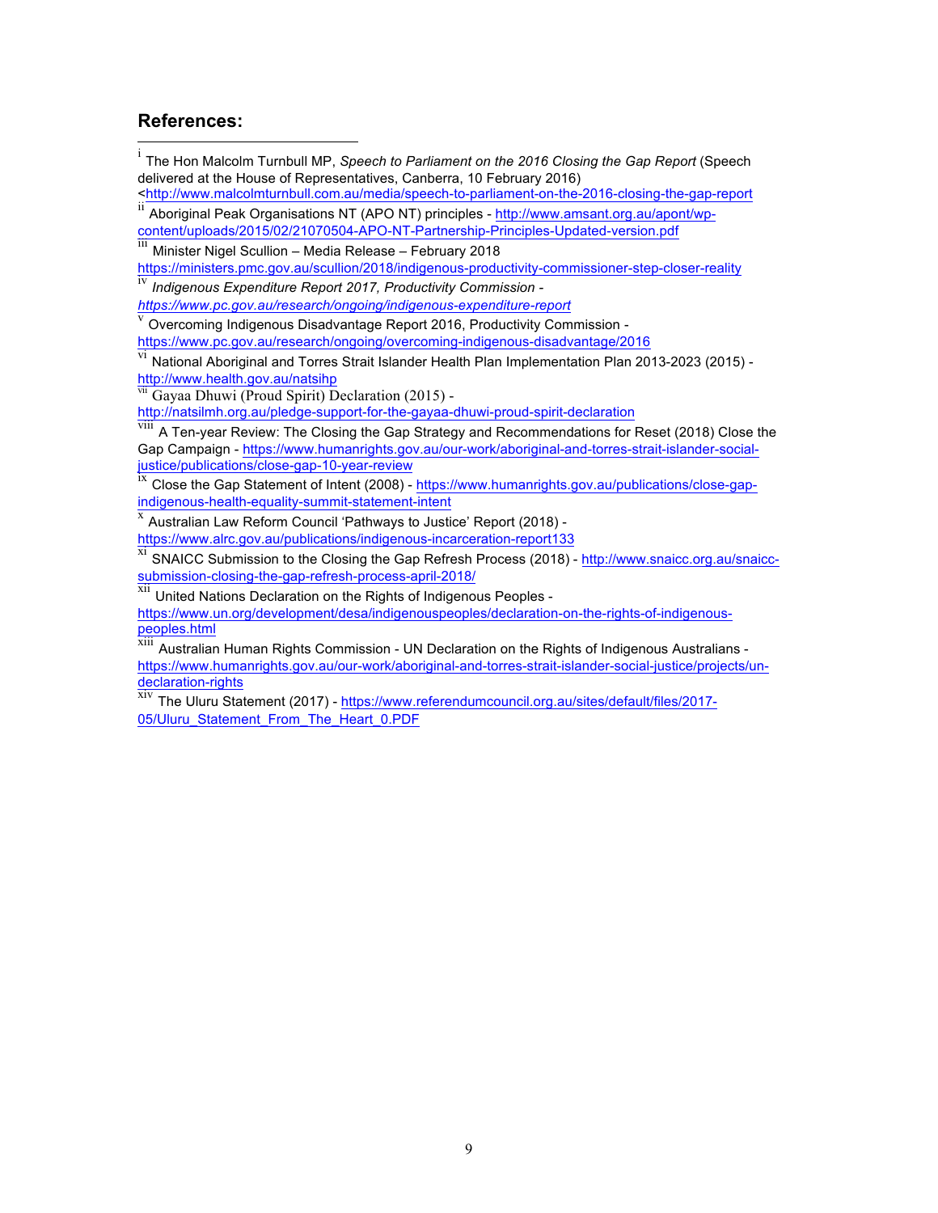## References:

[i] The Hon Malcolm Turnbull MP, *Speech to Parliament on the 2016 Closing the Gap Report* (Speech delivered at the House of Representatives, Canberra, 10 February 2016) <http://www.malcolmturnbull.com.au/media/speech-to-parliament-on-the-2016-closing-the-gap-report

[ii] Aboriginal Peak Organisations NT (APO NT) principles - http://www.amsant.org.au/apont/wp-content/uploads/2015/02/21070504-APO-NT-Partnership-Principles-Updated-version.pdf

[iii] Minister Nigel Scullion – Media Release – February 2018 https://ministers.pmc.gov.au/scullion/2018/indigenous-productivity-commissioner-step-closer-reality

[iv] *Indigenous Expenditure Report 2017, Productivity Commission - https://www.pc.gov.au/research/ongoing/indigenous-expenditure-report*

[v] Overcoming Indigenous Disadvantage Report 2016, Productivity Commission - https://www.pc.gov.au/research/ongoing/overcoming-indigenous-disadvantage/2016

[vi] National Aboriginal and Torres Strait Islander Health Plan Implementation Plan 2013-2023 (2015) - http://www.health.gov.au/natsihp

[vii] Gayaa Dhuwi (Proud Spirit) Declaration (2015) - http://natsilmh.org.au/pledge-support-for-the-gayaa-dhuwi-proud-spirit-declaration

[viii] A Ten-year Review: The Closing the Gap Strategy and Recommendations for Reset (2018) Close the Gap Campaign - https://www.humanrights.gov.au/our-work/aboriginal-and-torres-strait-islander-social-justice/publications/close-gap-10-year-review

[ix] Close the Gap Statement of Intent (2008) - https://www.humanrights.gov.au/publications/close-gap-indigenous-health-equality-summit-statement-intent

[x] Australian Law Reform Council 'Pathways to Justice' Report (2018) - https://www.alrc.gov.au/publications/indigenous-incarceration-report133

[xi] SNAICC Submission to the Closing the Gap Refresh Process (2018) - http://www.snaicc.org.au/snaicc-submission-closing-the-gap-refresh-process-april-2018/

[xii] United Nations Declaration on the Rights of Indigenous Peoples - https://www.un.org/development/desa/indigenouspeoples/declaration-on-the-rights-of-indigenous-peoples.html

[xiii] Australian Human Rights Commission - UN Declaration on the Rights of Indigenous Australians - https://www.humanrights.gov.au/our-work/aboriginal-and-torres-strait-islander-social-justice/projects/un-declaration-rights

[xiv] The Uluru Statement (2017) - https://www.referendumcouncil.org.au/sites/default/files/2017-05/Uluru_Statement_From_The_Heart_0.PDF